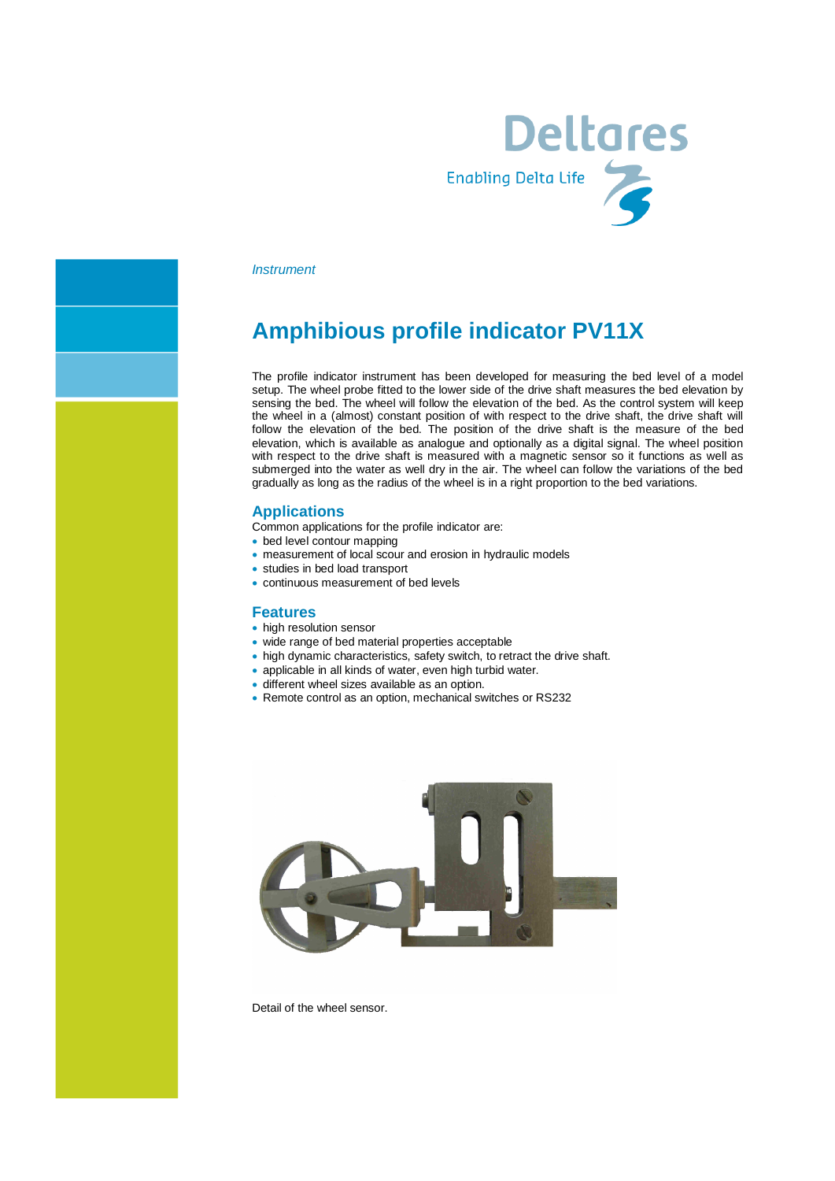Deltares

Enabling Delta Life

*Instrument*

# Amphibious profile indicator PV11X

The profile indicator instrument has been developed for measuring the bed level of a model setup. The wheel probe fitted to the lower side of the drive shaft measures the bed elevation by sensing the bed. The wheel will follow the elevation of the bed. As the control system will keep the wheel in a (almost) constant position of with respect to the drive shaft, the drive shaft will follow the elevation of the bed. The position of the drive shaft is the measure of the bed elevation, which is available as analogue and optionally as a digital signal. The wheel position with respect to the drive shaft is measured with a magnetic sensor so it functions as well as submerged into the water as well dry in the air. The wheel can follow the variations of the bed gradually as long as the radius of the wheel is in a right proportion to the bed variations.

## Applications

Common applications for the profile indicator are:

- bed level contour mapping
- measurement of local scour and erosion in hydraulic models
- studies in bed load transport
- continuous measurement of bed levels

## Features

- high resolution sensor
- wide range of bed material properties acceptable
- high dynamic characteristics, safety switch, to retract the drive shaft.
- applicable in all kinds of water, even high turbid water.
- different wheel sizes available as an option.
- Remote control as an option, mechanical switches or RS232

Detail of the wheel sensor.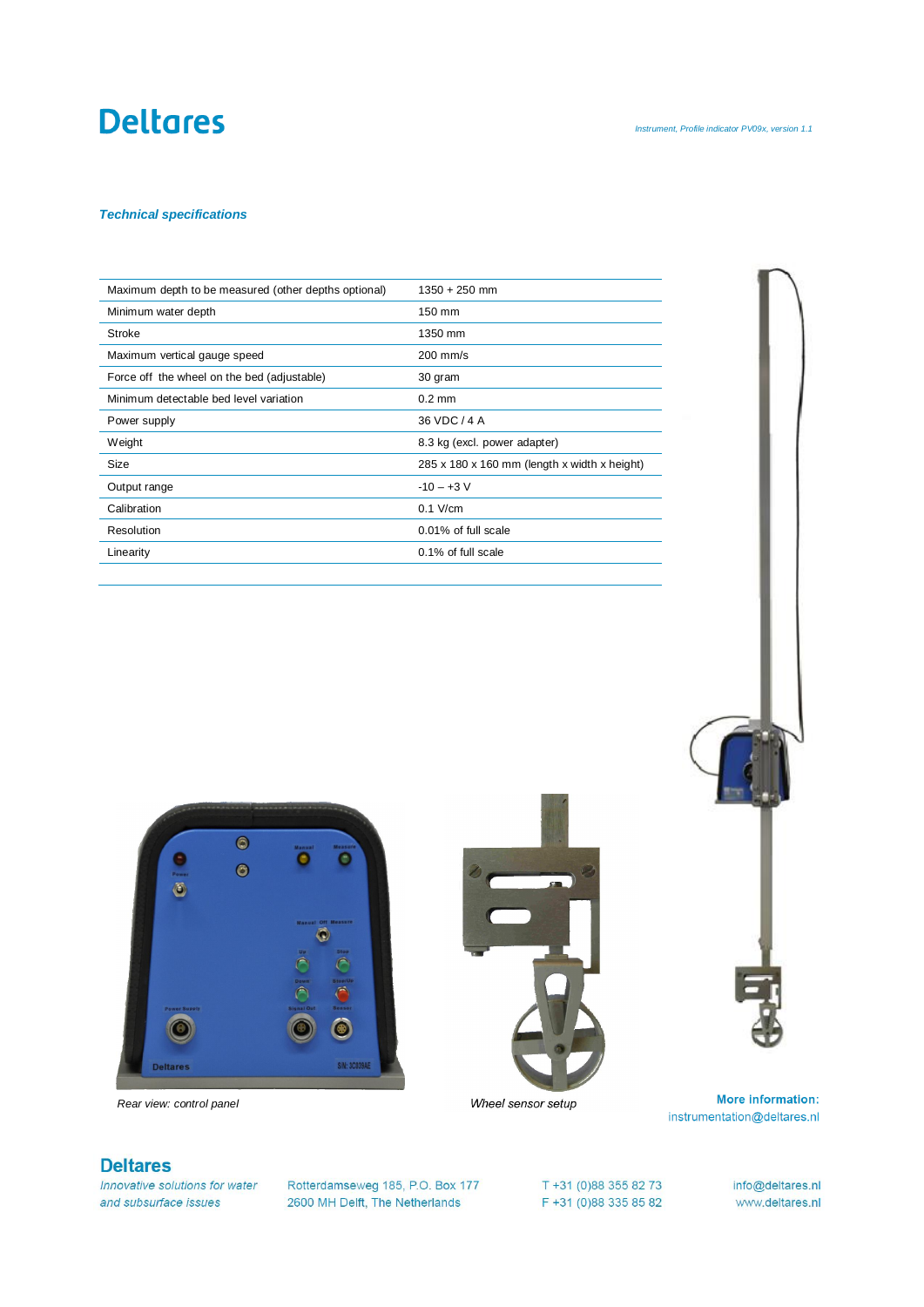# Deltares

## *Technical specifications*

| | |
|---|---|
| Maximum depth to be measured (other depths optional) | 1350 + 250 mm |
| Minimum water depth | 150 mm |
| Stroke | 1350 mm |
| Maximum vertical gauge speed | 200 mm/s |
| Force off the wheel on the bed (adjustable) | 30 gram |
| Minimum detectable bed level variation | 0.2 mm |
| Power supply | 36 VDC / 4 A |
| Weight | 8.3 kg (excl. power adapter) |
| Size | 285 x 180 x 160 mm (length x width x height) |
| Output range | -10 – +3 V |
| Calibration | 0.1 V/cm |
| Resolution | 0.01% of full scale |
| Linearity | 0.1% of full scale |

*Rear view: control panel*

*Wheel sensor setup*

**More information:**
instrumentation@deltares.nl

**Deltares**
*Innovative solutions for water and subsurface issues*

Rotterdamseweg 185, P.O. Box 177
2600 MH Delft, The Netherlands

T +31 (0)88 355 82 73
F +31 (0)88 335 85 82

info@deltares.nl
www.deltares.nl